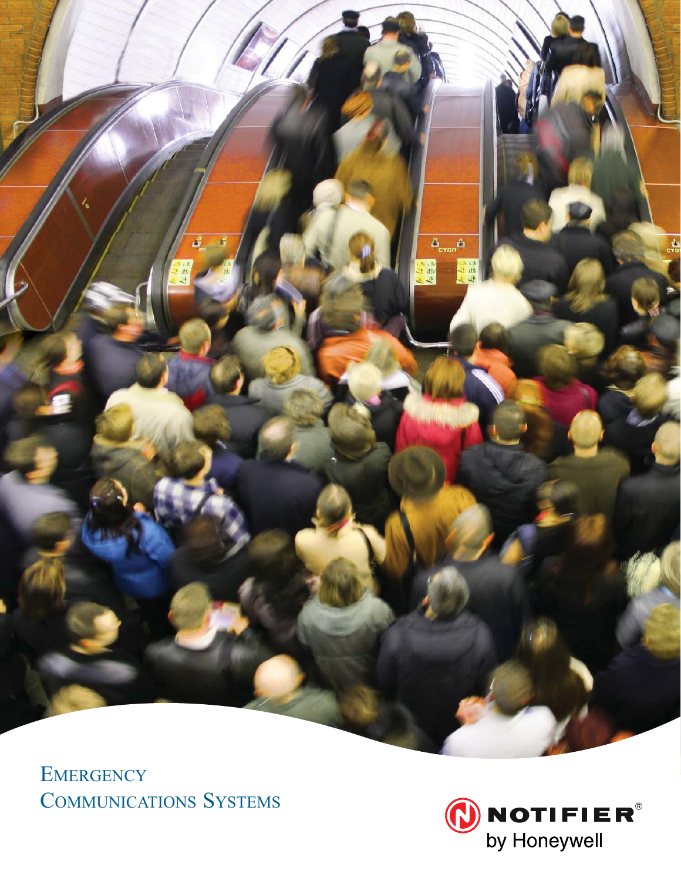# Emergency Communications Systems

NOTIFIER® by Honeywell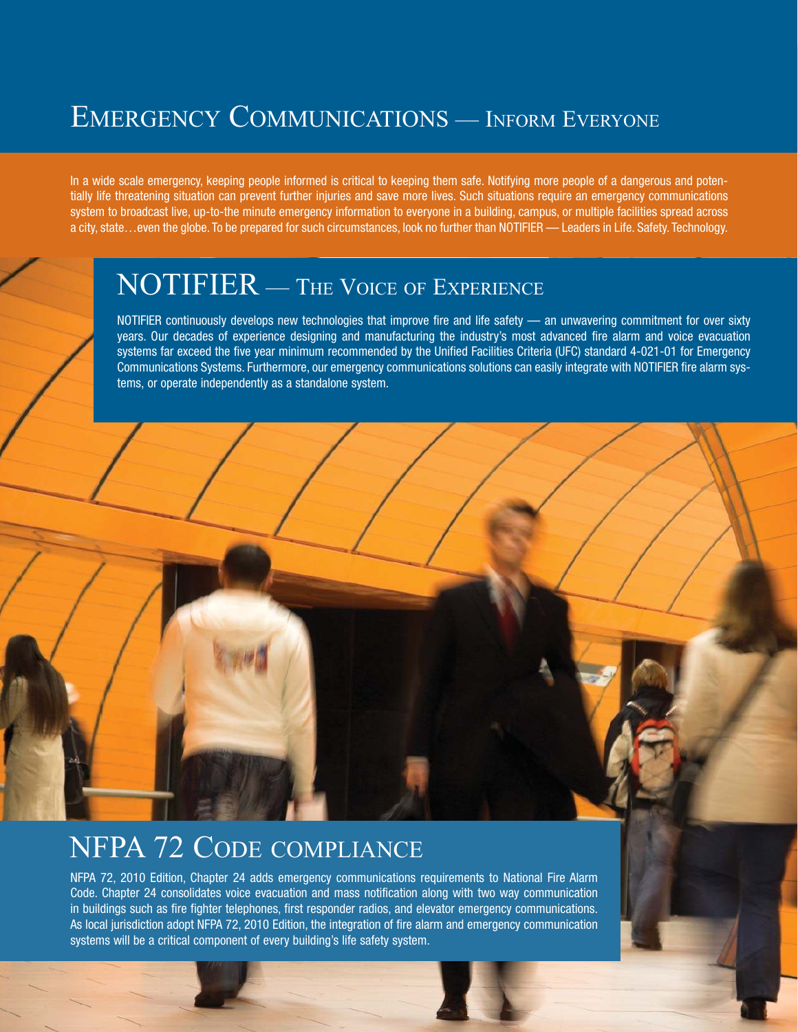# Emergency Communications — Inform Everyone

In a wide scale emergency, keeping people informed is critical to keeping them safe. Notifying more people of a dangerous and potentially life threatening situation can prevent further injuries and save more lives. Such situations require an emergency communications system to broadcast live, up-to-the minute emergency information to everyone in a building, campus, or multiple facilities spread across a city, state…even the globe. To be prepared for such circumstances, look no further than NOTIFIER — Leaders in Life. Safety. Technology.

## NOTIFIER — The Voice of Experience

NOTIFIER continuously develops new technologies that improve fire and life safety — an unwavering commitment for over sixty years. Our decades of experience designing and manufacturing the industry's most advanced fire alarm and voice evacuation systems far exceed the five year minimum recommended by the Unified Facilities Criteria (UFC) standard 4-021-01 for Emergency Communications Systems. Furthermore, our emergency communications solutions can easily integrate with NOTIFIER fire alarm systems, or operate independently as a standalone system.

## NFPA 72 Code compliance

NFPA 72, 2010 Edition, Chapter 24 adds emergency communications requirements to National Fire Alarm Code. Chapter 24 consolidates voice evacuation and mass notification along with two way communication in buildings such as fire fighter telephones, first responder radios, and elevator emergency communications. As local jurisdiction adopt NFPA 72, 2010 Edition, the integration of fire alarm and emergency communication systems will be a critical component of every building's life safety system.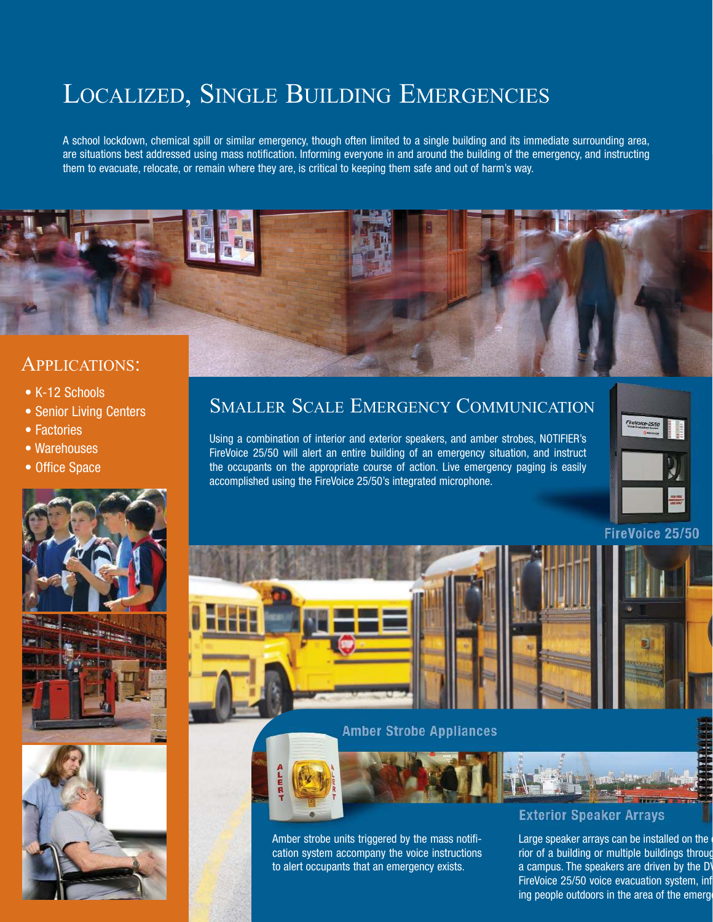# Localized, Single Building Emergencies

A school lockdown, chemical spill or similar emergency, though often limited to a single building and its immediate surrounding area, are situations best addressed using mass notification. Informing everyone in and around the building of the emergency, and instructing them to evacuate, relocate, or remain where they are, is critical to keeping them safe and out of harm's way.

## Applications:

- K-12 Schools
- Senior Living Centers
- Factories
- Warehouses
- Office Space

## Smaller Scale Emergency Communication

Using a combination of interior and exterior speakers, and amber strobes, NOTIFIER's FireVoice 25/50 will alert an entire building of an emergency situation, and instruct the occupants on the appropriate course of action. Live emergency paging is easily accomplished using the FireVoice 25/50's integrated microphone.

FireVoice 25/50

### Amber Strobe Appliances

Amber strobe units triggered by the mass notification system accompany the voice instructions to alert occupants that an emergency exists.

### Exterior Speaker Arrays

Large speaker arrays can be installed on the e
rior of a building or multiple buildings throug
a campus. The speakers are driven by the D
FireVoice 25/50 voice evacuation system, inf
ing people outdoors in the area of the emerg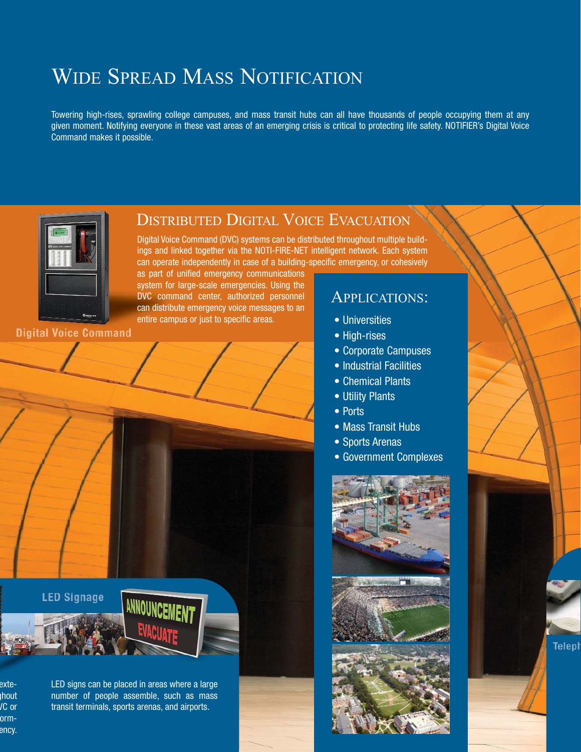# Wide Spread Mass Notification

Towering high-rises, sprawling college campuses, and mass transit hubs can all have thousands of people occupying them at any given moment. Notifying everyone in these vast areas of an emerging crisis is critical to protecting life safety. NOTIFIER's Digital Voice Command makes it possible.

## Distributed Digital Voice Evacuation

Digital Voice Command (DVC) systems can be distributed throughout multiple buildings and linked together via the NOTI-FIRE-NET intelligent network. Each system can operate independently in case of a building-specific emergency, or cohesively as part of unified emergency communications system for large-scale emergencies. Using the DVC command center, authorized personnel can distribute emergency voice messages to an entire campus or just to specific areas.

**Digital Voice Command**

## Applications:

- Universities
- High-rises
- Corporate Campuses
- Industrial Facilities
- Chemical Plants
- Utility Plants
- Ports
- Mass Transit Hubs
- Sports Arenas
- Government Complexes

**LED Signage**

ANNOUNCEMENT
EVACUATE

LED signs can be placed in areas where a large number of people assemble, such as mass transit terminals, sports arenas, and airports.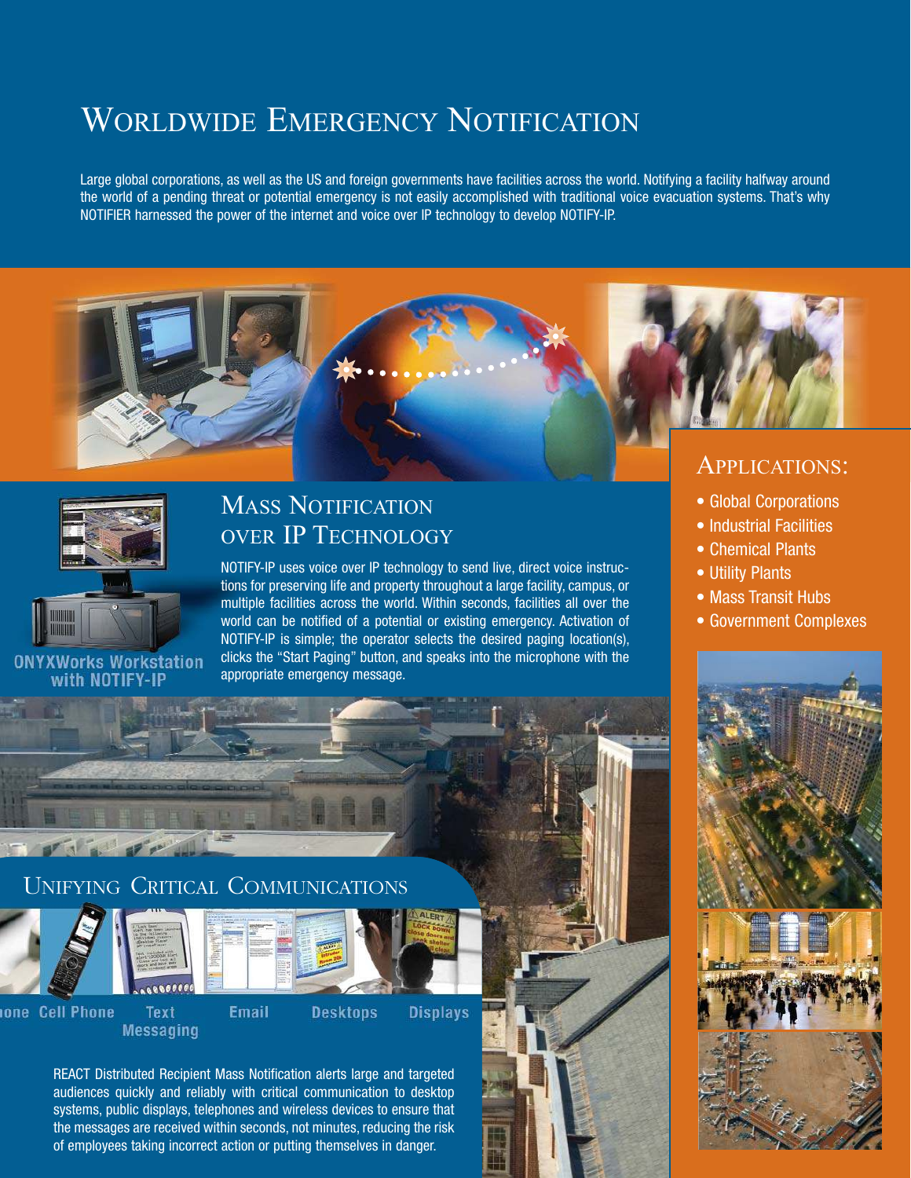# Worldwide Emergency Notification

Large global corporations, as well as the US and foreign governments have facilities across the world. Notifying a facility halfway around the world of a pending threat or potential emergency is not easily accomplished with traditional voice evacuation systems. That's why NOTIFIER harnessed the power of the internet and voice over IP technology to develop NOTIFY-IP.

## Applications:

- Global Corporations
- Industrial Facilities
- Chemical Plants
- Utility Plants
- Mass Transit Hubs
- Government Complexes

ONYXWorks Workstation with NOTIFY-IP

## Mass Notification over IP Technology

NOTIFY-IP uses voice over IP technology to send live, direct voice instructions for preserving life and property throughout a large facility, campus, or multiple facilities across the world. Within seconds, facilities all over the world can be notified of a potential or existing emergency. Activation of NOTIFY-IP is simple; the operator selects the desired paging location(s), clicks the "Start Paging" button, and speaks into the microphone with the appropriate emergency message.

## Unifying Critical Communications

Phone | Cell Phone | Text Messaging | Email | Desktops | Displays

REACT Distributed Recipient Mass Notification alerts large and targeted audiences quickly and reliably with critical communication to desktop systems, public displays, telephones and wireless devices to ensure that the messages are received within seconds, not minutes, reducing the risk of employees taking incorrect action or putting themselves in danger.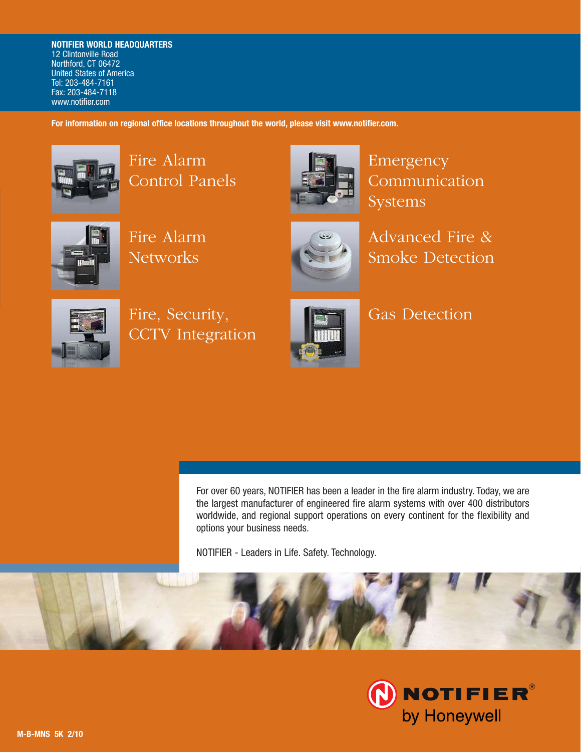**NOTIFIER WORLD HEADQUARTERS**
12 Clintonville Road
Northford, CT 06472
United States of America
Tel: 203-484-7161
Fax: 203-484-7118
www.notifier.com

**For information on regional office locations throughout the world, please visit www.notifier.com.**

Fire Alarm Control Panels

Emergency Communication Systems

Fire Alarm Networks

Advanced Fire & Smoke Detection

Fire, Security, CCTV Integration

Gas Detection

For over 60 years, NOTIFIER has been a leader in the fire alarm industry. Today, we are the largest manufacturer of engineered fire alarm systems with over 400 distributors worldwide, and regional support operations on every continent for the flexibility and options your business needs.

NOTIFIER - Leaders in Life. Safety. Technology.

NOTIFIER® by Honeywell

**M-B-MNS 5K 2/10**